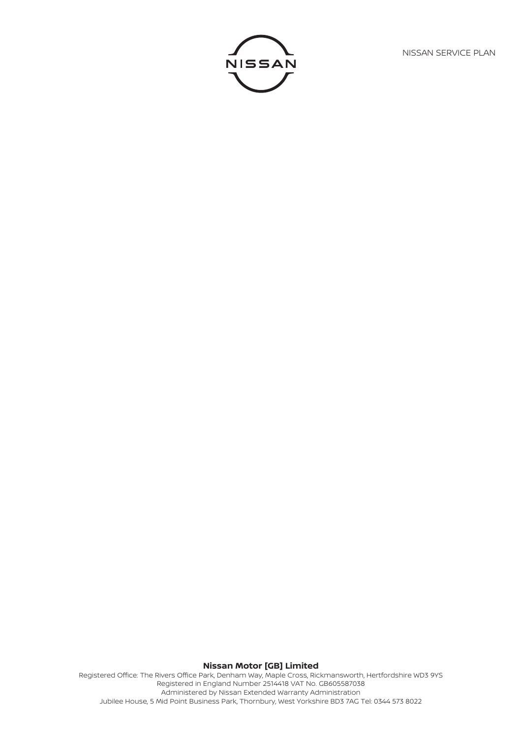NISSAN SERVICE PLAN

**Nissan Motor [GB] Limited**

Registered Office: The Rivers Office Park, Denham Way, Maple Cross, Rickmansworth, Hertfordshire WD3 9YS
Registered in England Number 2514418 VAT No. GB605587038
Administered by Nissan Extended Warranty Administration
Jubilee House, 5 Mid Point Business Park, Thornbury, West Yorkshire BD3 7AG Tel: 0344 573 8022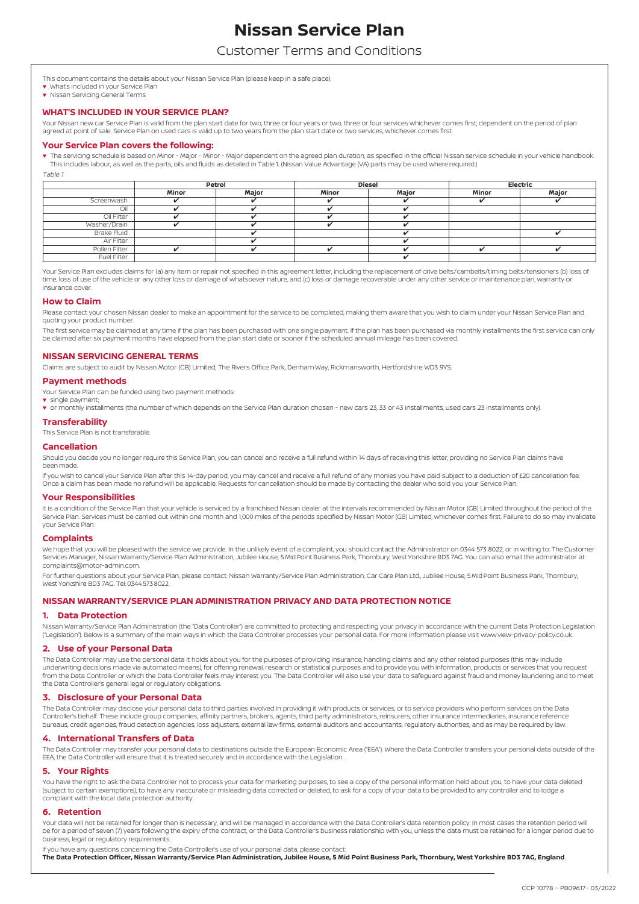# Nissan Service Plan

## Customer Terms and Conditions

This document contains the details about your Nissan Service Plan (please keep in a safe place).

- What's included in your Service Plan
- Nissan Servicing General Terms.

### WHAT'S INCLUDED IN YOUR SERVICE PLAN?

Your Nissan new car Service Plan is valid from the plan start date for two, three or four years or two, three or four services whichever comes first, dependent on the period of plan agreed at point of sale. Service Plan on used cars is valid up to two years from the plan start date or two services, whichever comes first.

### Your Service Plan covers the following:

- The servicing schedule is based on Minor - Major - Minor - Major dependent on the agreed plan duration, as specified in the official Nissan service schedule in your vehicle handbook. This includes labour, as well as the parts, oils and fluids as detailed in Table 1. (Nissan Value Advantage (VA) parts may be used where required.)

*Table 1*

| | Petrol | | Diesel | | Electric | |
|---|---|---|---|---|---|---|
| | Minor | Major | Minor | Major | Minor | Major |
| Screenwash | ✔ | ✔ | ✔ | ✔ | ✔ | ✔ |
| Oil | ✔ | ✔ | ✔ | ✔ | | |
| Oil Filter | ✔ | ✔ | ✔ | ✔ | | |
| Washer/Drain | ✔ | ✔ | ✔ | ✔ | | |
| Brake Fluid | | ✔ | | ✔ | | ✔ |
| Air Filter | | ✔ | | ✔ | | |
| Pollen Filter | ✔ | ✔ | ✔ | ✔ | ✔ | ✔ |
| Fuel Filter | | | | ✔ | | |

Your Service Plan excludes claims for (a) any item or repair not specified in this agreement letter, including the replacement of drive belts/cambelts/timing belts/tensioners (b) loss of time, loss of use of the vehicle or any other loss or damage of whatsoever nature, and (c) loss or damage recoverable under any other service or maintenance plan, warranty or insurance cover.

### How to Claim

Please contact your chosen Nissan dealer to make an appointment for the service to be completed, making them aware that you wish to claim under your Nissan Service Plan and quoting your product number.

The first service may be claimed at any time if the plan has been purchased with one single payment. If the plan has been purchased via monthly installments the first service can only be claimed after six payment months have elapsed from the plan start date or sooner if the scheduled annual mileage has been covered.

### NISSAN SERVICING GENERAL TERMS

Claims are subject to audit by Nissan Motor (GB) Limited, The Rivers Office Park, Denham Way, Rickmansworth, Hertfordshire WD3 9YS.

### Payment methods

Your Service Plan can be funded using two payment methods:

- single payment;
- or monthly installments (the number of which depends on the Service Plan duration chosen - new cars 23, 33 or 43 installments, used cars 23 installments only).

### Transferability

This Service Plan is not transferable.

### Cancellation

Should you decide you no longer require this Service Plan, you can cancel and receive a full refund within 14 days of receiving this letter, providing no Service Plan claims have been made.

If you wish to cancel your Service Plan after this 14-day period, you may cancel and receive a full refund of any monies you have paid subject to a deduction of £20 cancellation fee. Once a claim has been made no refund will be applicable. Requests for cancellation should be made by contacting the dealer who sold you your Service Plan.

### Your Responsibilities

It is a condition of the Service Plan that your vehicle is serviced by a franchised Nissan dealer at the intervals recommended by Nissan Motor (GB) Limited throughout the period of the Service Plan. Services must be carried out within one month and 1,000 miles of the periods specified by Nissan Motor (GB) Limited, whichever comes first. Failure to do so may invalidate your Service Plan.

### Complaints

We hope that you will be pleased with the service we provide. In the unlikely event of a complaint, you should contact the Administrator on 0344 573 8022, or in writing to: The Customer Services Manager, Nissan Warranty/Service Plan Administration, Jubilee House, 5 Mid Point Business Park, Thornbury, West Yorkshire BD3 7AG. You can also email the administrator at complaints@motor-admin.com.

For further questions about your Service Plan, please contact: Nissan Warranty/Service Plan Administration, Car Care Plan Ltd., Jubilee House, 5 Mid Point Business Park, Thornbury, West Yorkshire BD3 7AG. Tel: 0344 573 8022.

### NISSAN WARRANTY/SERVICE PLAN ADMINISTRATION PRIVACY AND DATA PROTECTION NOTICE

### 1. Data Protection

Nissan Warranty/Service Plan Administration (the "Data Controller") are committed to protecting and respecting your privacy in accordance with the current Data Protection Legislation ("Legislation"). Below is a summary of the main ways in which the Data Controller processes your personal data. For more information please visit www.view-privacy-policy.co.uk.

### 2. Use of your Personal Data

The Data Controller may use the personal data it holds about you for the purposes of providing insurance, handling claims and any other related purposes (this may include underwriting decisions made via automated means), for offering renewal, research or statistical purposes and to provide you with information, products or services that you request from the Data Controller or which the Data Controller feels may interest you. The Data Controller will also use your data to safeguard against fraud and money laundering and to meet the Data Controller's general legal or regulatory obligations.

### 3. Disclosure of your Personal Data

The Data Controller may disclose your personal data to third parties involved in providing it with products or services, or to service providers who perform services on the Data Controller's behalf. These include group companies, affinity partners, brokers, agents, third party administrators, reinsurers, other insurance intermediaries, insurance reference bureaus, credit agencies, fraud detection agencies, loss adjusters, external law firms, external auditors and accountants, regulatory authorities, and as may be required by law.

### 4. International Transfers of Data

The Data Controller may transfer your personal data to destinations outside the European Economic Area ("EEA"). Where the Data Controller transfers your personal data outside of the EEA, the Data Controller will ensure that it is treated securely and in accordance with the Legislation.

### 5. Your Rights

You have the right to ask the Data Controller not to process your data for marketing purposes, to see a copy of the personal information held about you, to have your data deleted (subject to certain exemptions), to have any inaccurate or misleading data corrected or deleted, to ask for a copy of your data to be provided to any controller and to lodge a complaint with the local data protection authority.

### 6. Retention

Your data will not be retained for longer than is necessary, and will be managed in accordance with the Data Controller's data retention policy. In most cases the retention period will be for a period of seven (7) years following the expiry of the contract, or the Data Controller's business relationship with you, unless the data must be retained for a longer period due to business, legal or regulatory requirements.

If you have any questions concerning the Data Controller's use of your personal data, please contact:
**The Data Protection Officer, Nissan Warranty/Service Plan Administration, Jubilee House, 5 Mid Point Business Park, Thornbury, West Yorkshire BD3 7AG, England**.

CCP 10778 – PB09617– 03/2022